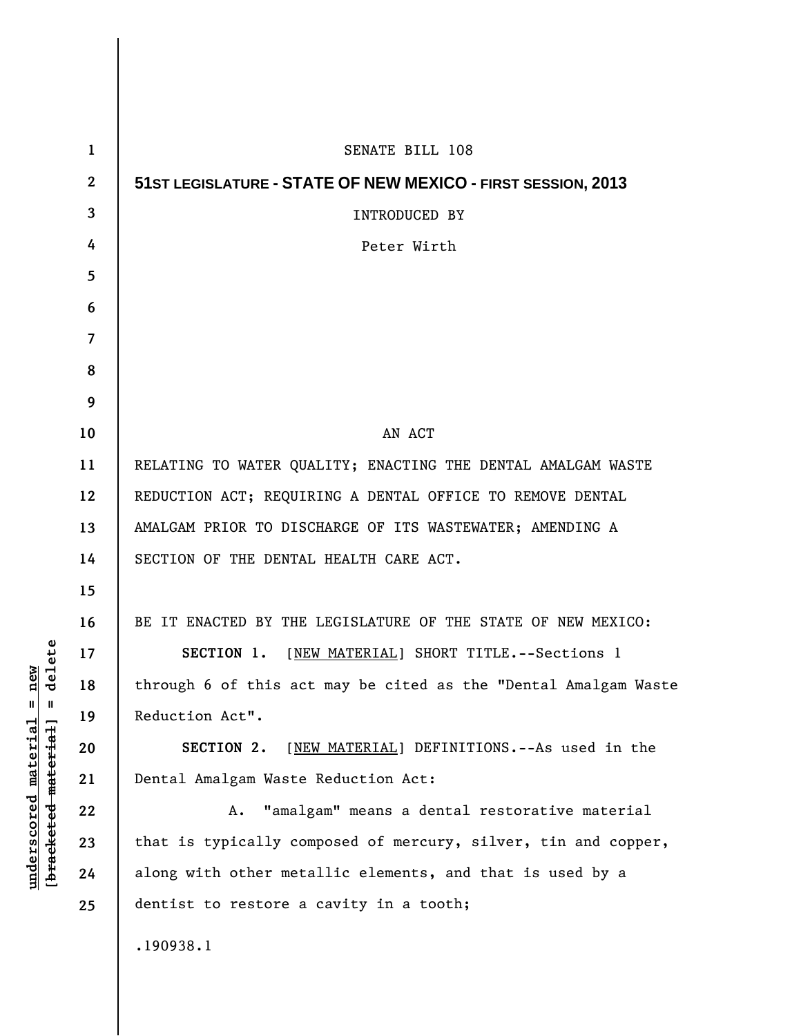SENATE BILL 108

**51ST LEGISLATURE - STATE OF NEW MEXICO - FIRST SESSION, 2013**

INTRODUCED BY

Peter Wirth

AN ACT

RELATING TO WATER QUALITY; ENACTING THE DENTAL AMALGAM WASTE REDUCTION ACT; REQUIRING A DENTAL OFFICE TO REMOVE DENTAL AMALGAM PRIOR TO DISCHARGE OF ITS WASTEWATER; AMENDING A SECTION OF THE DENTAL HEALTH CARE ACT.

BE IT ENACTED BY THE LEGISLATURE OF THE STATE OF NEW MEXICO:

**SECTION 1.** [NEW MATERIAL] SHORT TITLE.--Sections 1 through 6 of this act may be cited as the "Dental Amalgam Waste Reduction Act".

**SECTION 2.** [NEW MATERIAL] DEFINITIONS.--As used in the Dental Amalgam Waste Reduction Act:

A. "amalgam" means a dental restorative material that is typically composed of mercury, silver, tin and copper, along with other metallic elements, and that is used by a dentist to restore a cavity in a tooth;

.190938.1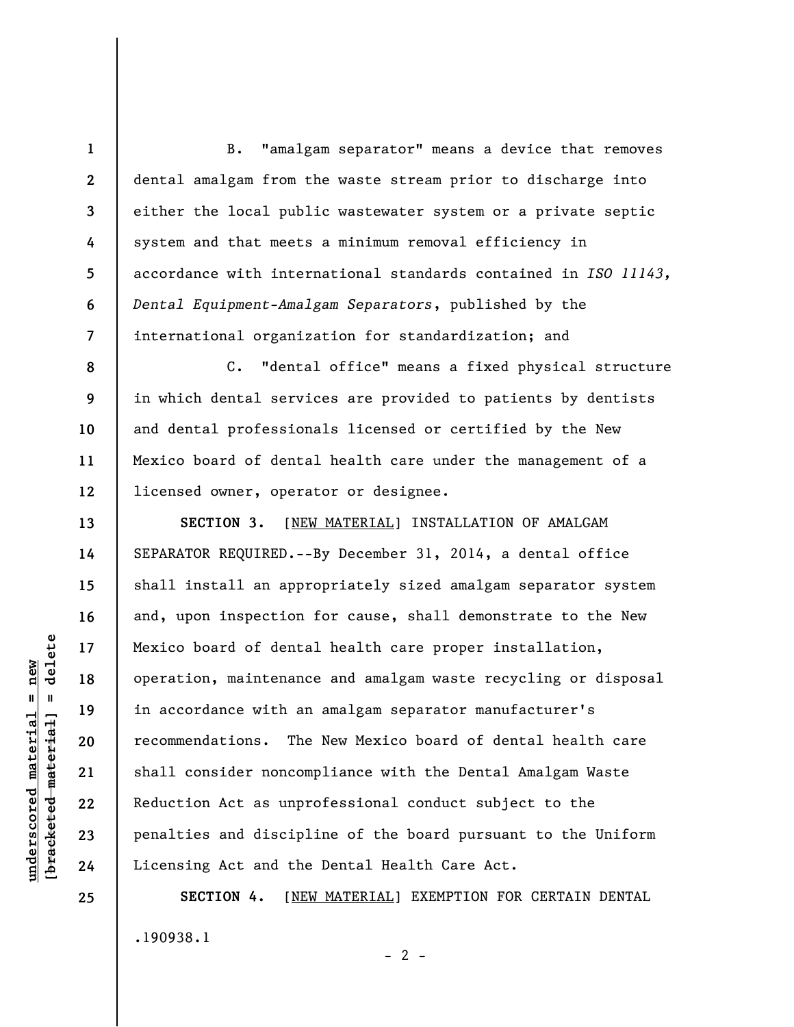B. "amalgam separator" means a device that removes dental amalgam from the waste stream prior to discharge into either the local public wastewater system or a private septic system and that meets a minimum removal efficiency in accordance with international standards contained in *ISO 11143, Dental Equipment-Amalgam Separators*, published by the international organization for standardization; and

C. "dental office" means a fixed physical structure in which dental services are provided to patients by dentists and dental professionals licensed or certified by the New Mexico board of dental health care under the management of a licensed owner, operator or designee.

**SECTION 3.** [NEW MATERIAL] INSTALLATION OF AMALGAM SEPARATOR REQUIRED.--By December 31, 2014, a dental office shall install an appropriately sized amalgam separator system and, upon inspection for cause, shall demonstrate to the New Mexico board of dental health care proper installation, operation, maintenance and amalgam waste recycling or disposal in accordance with an amalgam separator manufacturer's recommendations. The New Mexico board of dental health care shall consider noncompliance with the Dental Amalgam Waste Reduction Act as unprofessional conduct subject to the penalties and discipline of the board pursuant to the Uniform Licensing Act and the Dental Health Care Act.

**SECTION 4.** [NEW MATERIAL] EXEMPTION FOR CERTAIN DENTAL

.190938.1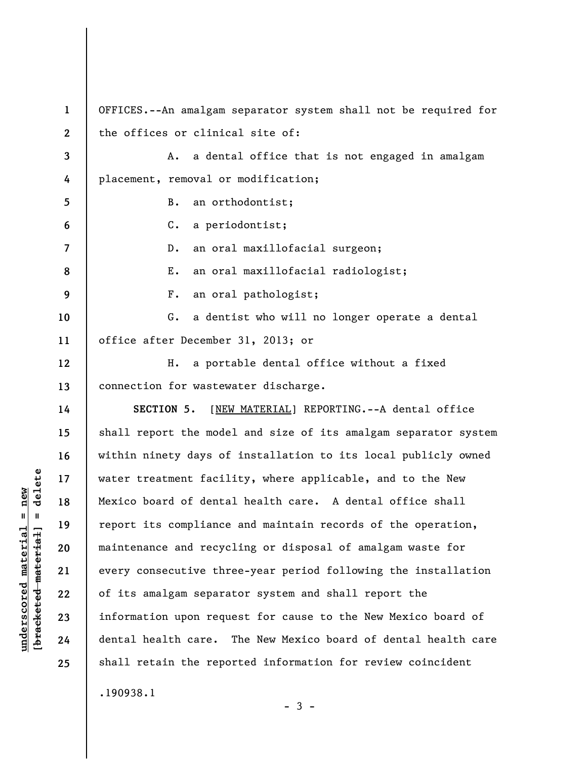OFFICES.--An amalgam separator system shall not be required for the offices or clinical site of:

A. a dental office that is not engaged in amalgam placement, removal or modification;

B. an orthodontist;

C. a periodontist;

D. an oral maxillofacial surgeon;

E. an oral maxillofacial radiologist;

F. an oral pathologist;

G. a dentist who will no longer operate a dental office after December 31, 2013; or

H. a portable dental office without a fixed connection for wastewater discharge.

**SECTION 5.** [NEW MATERIAL] REPORTING.--A dental office shall report the model and size of its amalgam separator system within ninety days of installation to its local publicly owned water treatment facility, where applicable, and to the New Mexico board of dental health care. A dental office shall report its compliance and maintain records of the operation, maintenance and recycling or disposal of amalgam waste for every consecutive three-year period following the installation of its amalgam separator system and shall report the information upon request for cause to the New Mexico board of dental health care. The New Mexico board of dental health care shall retain the reported information for review coincident

.190938.1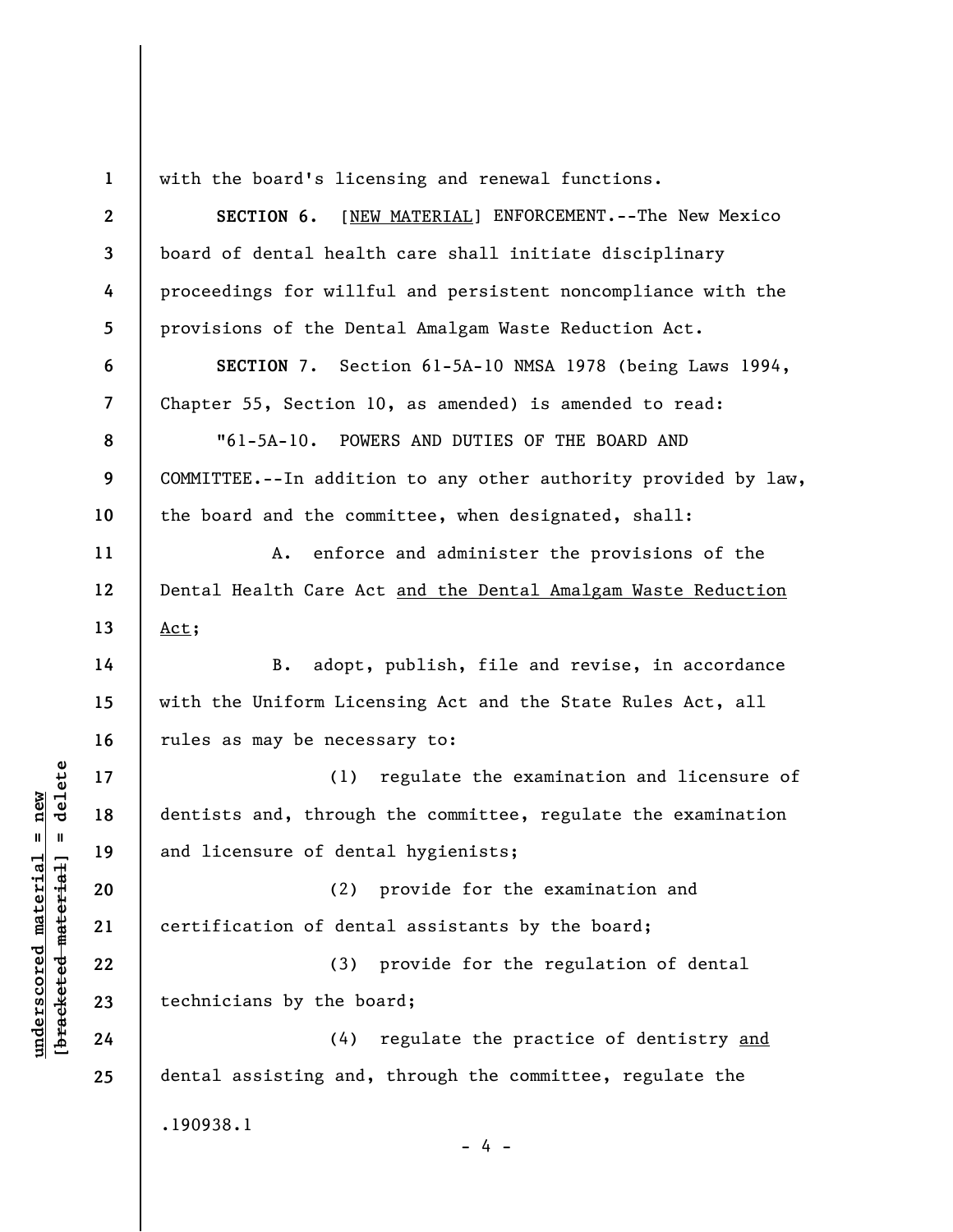with the board's licensing and renewal functions.

**SECTION 6.** [NEW MATERIAL] ENFORCEMENT.--The New Mexico board of dental health care shall initiate disciplinary proceedings for willful and persistent noncompliance with the provisions of the Dental Amalgam Waste Reduction Act.

**SECTION 7.** Section 61-5A-10 NMSA 1978 (being Laws 1994, Chapter 55, Section 10, as amended) is amended to read:

"61-5A-10. POWERS AND DUTIES OF THE BOARD AND COMMITTEE.--In addition to any other authority provided by law, the board and the committee, when designated, shall:

A. enforce and administer the provisions of the Dental Health Care Act <u>and the Dental Amalgam Waste Reduction Act</u>;

B. adopt, publish, file and revise, in accordance with the Uniform Licensing Act and the State Rules Act, all rules as may be necessary to:

(1) regulate the examination and licensure of dentists and, through the committee, regulate the examination and licensure of dental hygienists;

(2) provide for the examination and certification of dental assistants by the board;

(3) provide for the regulation of dental technicians by the board;

(4) regulate the practice of dentistry <u>and</u> dental assisting and, through the committee, regulate the

.190938.1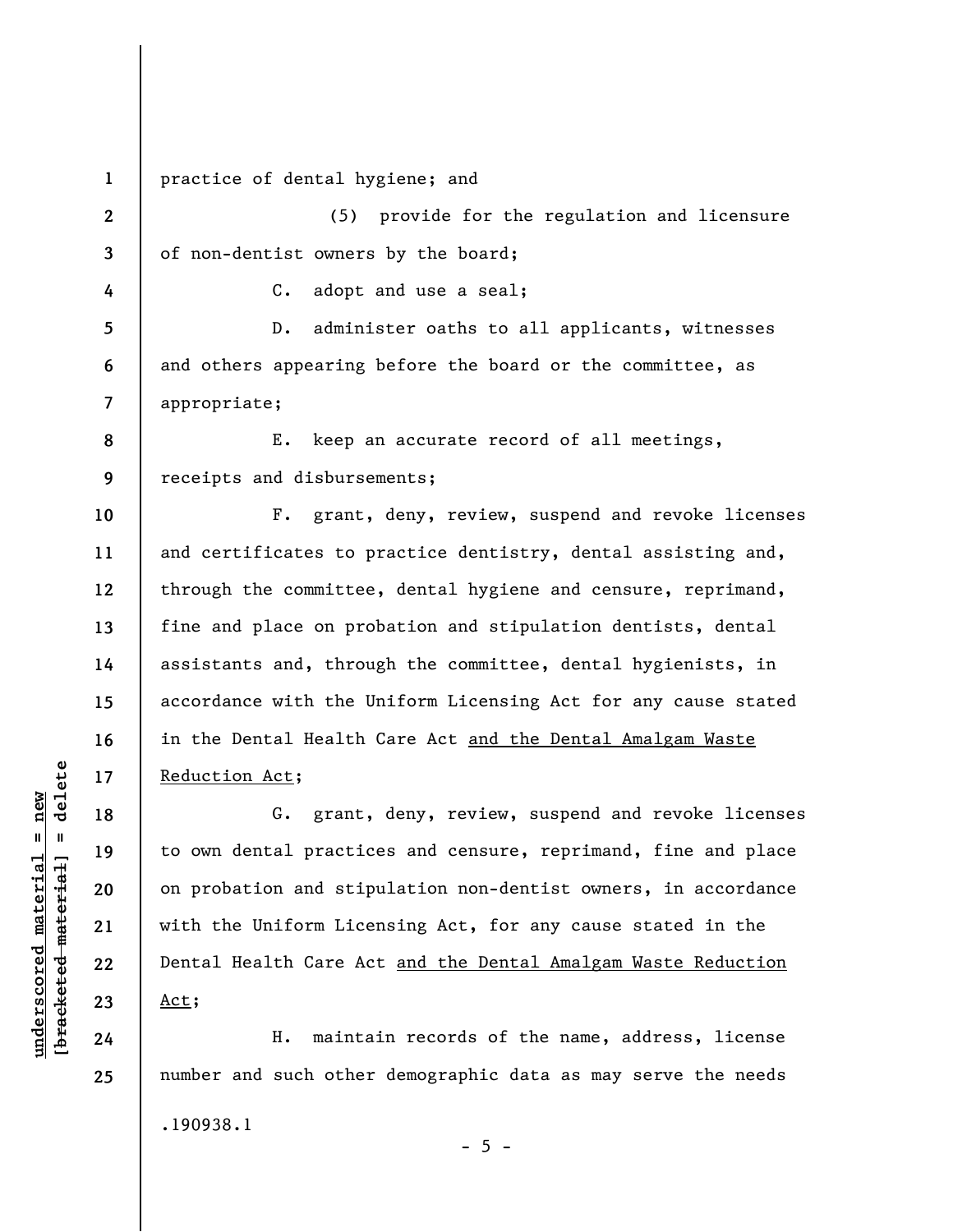practice of dental hygiene; and

(5) provide for the regulation and licensure of non-dentist owners by the board;

C. adopt and use a seal;

D. administer oaths to all applicants, witnesses and others appearing before the board or the committee, as appropriate;

E. keep an accurate record of all meetings, receipts and disbursements;

F. grant, deny, review, suspend and revoke licenses and certificates to practice dentistry, dental assisting and, through the committee, dental hygiene and censure, reprimand, fine and place on probation and stipulation dentists, dental assistants and, through the committee, dental hygienists, in accordance with the Uniform Licensing Act for any cause stated in the Dental Health Care Act <u>and the Dental Amalgam Waste Reduction Act</u>;

G. grant, deny, review, suspend and revoke licenses to own dental practices and censure, reprimand, fine and place on probation and stipulation non-dentist owners, in accordance with the Uniform Licensing Act, for any cause stated in the Dental Health Care Act <u>and the Dental Amalgam Waste Reduction Act</u>;

H. maintain records of the name, address, license number and such other demographic data as may serve the needs

.190938.1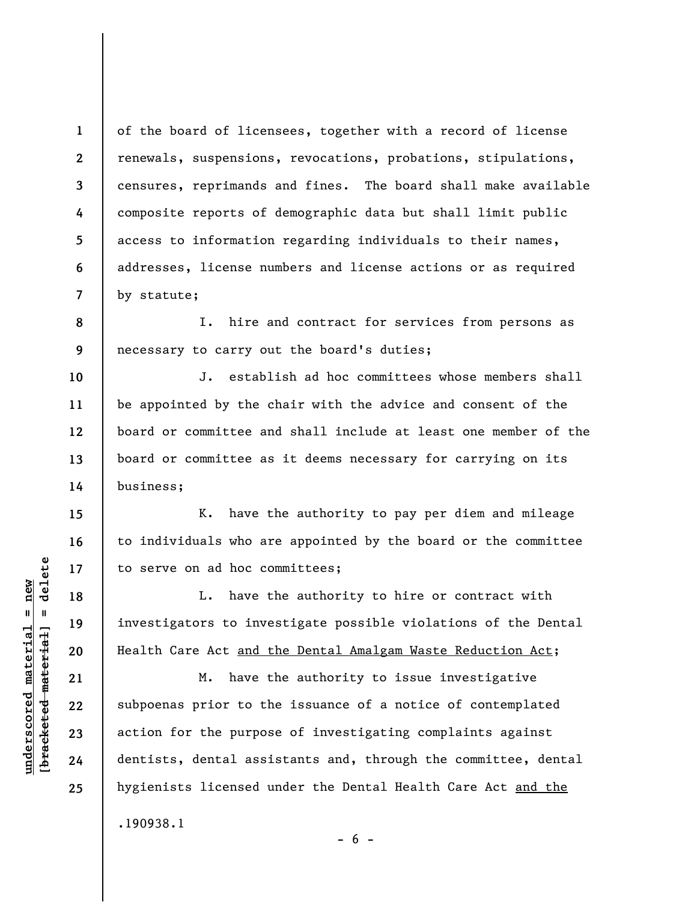of the board of licensees, together with a record of license renewals, suspensions, revocations, probations, stipulations, censures, reprimands and fines. The board shall make available composite reports of demographic data but shall limit public access to information regarding individuals to their names, addresses, license numbers and license actions or as required by statute;

I. hire and contract for services from persons as necessary to carry out the board's duties;

J. establish ad hoc committees whose members shall be appointed by the chair with the advice and consent of the board or committee and shall include at least one member of the board or committee as it deems necessary for carrying on its business;

K. have the authority to pay per diem and mileage to individuals who are appointed by the board or the committee to serve on ad hoc committees;

L. have the authority to hire or contract with investigators to investigate possible violations of the Dental Health Care Act <u>and the Dental Amalgam Waste Reduction Act</u>;

M. have the authority to issue investigative subpoenas prior to the issuance of a notice of contemplated action for the purpose of investigating complaints against dentists, dental assistants and, through the committee, dental hygienists licensed under the Dental Health Care Act <u>and the</u>

.190938.1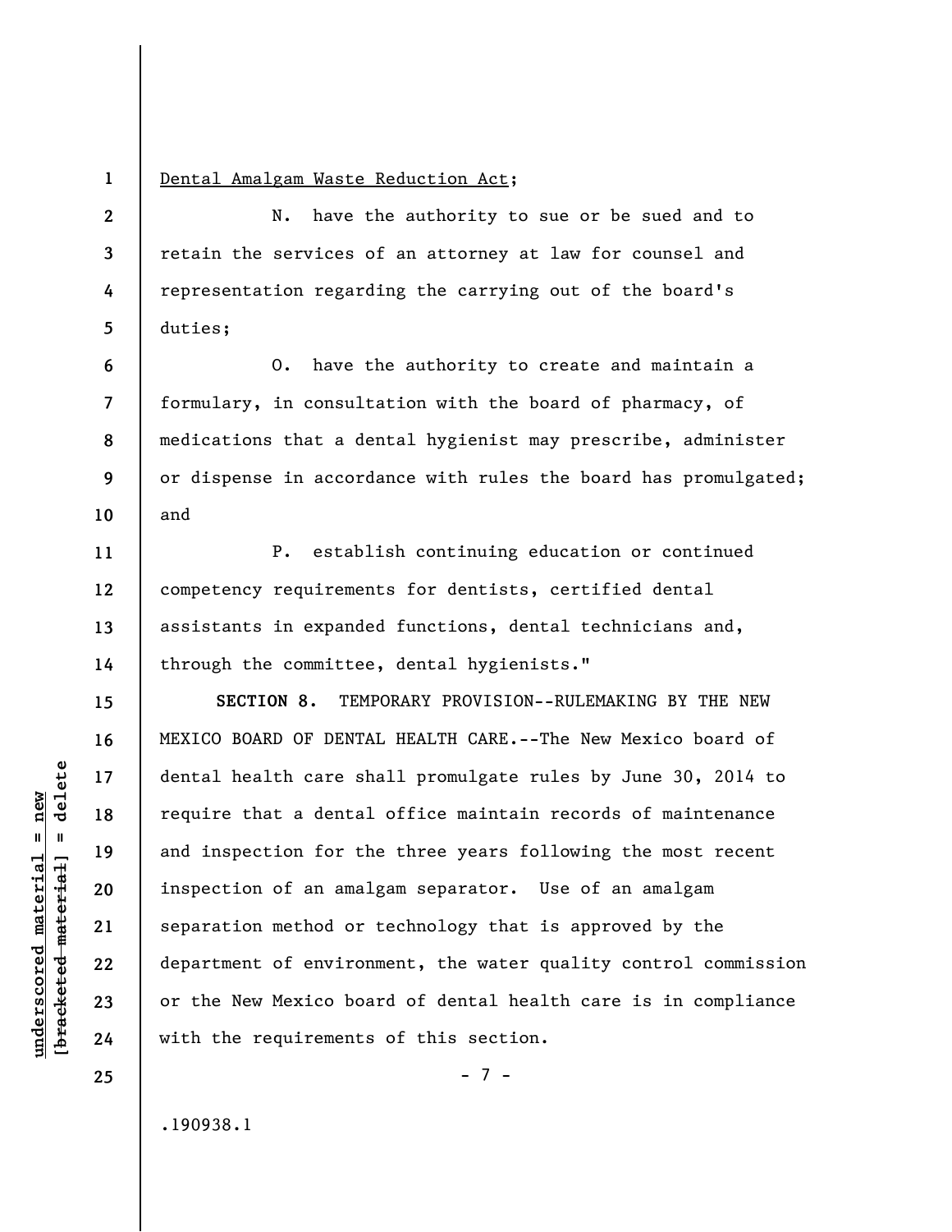Dental Amalgam Waste Reduction Act;

N. have the authority to sue or be sued and to retain the services of an attorney at law for counsel and representation regarding the carrying out of the board's duties;

O. have the authority to create and maintain a formulary, in consultation with the board of pharmacy, of medications that a dental hygienist may prescribe, administer or dispense in accordance with rules the board has promulgated; and

P. establish continuing education or continued competency requirements for dentists, certified dental assistants in expanded functions, dental technicians and, through the committee, dental hygienists."

**SECTION 8.** TEMPORARY PROVISION--RULEMAKING BY THE NEW MEXICO BOARD OF DENTAL HEALTH CARE.--The New Mexico board of dental health care shall promulgate rules by June 30, 2014 to require that a dental office maintain records of maintenance and inspection for the three years following the most recent inspection of an amalgam separator. Use of an amalgam separation method or technology that is approved by the department of environment, the water quality control commission or the New Mexico board of dental health care is in compliance with the requirements of this section.

.190938.1